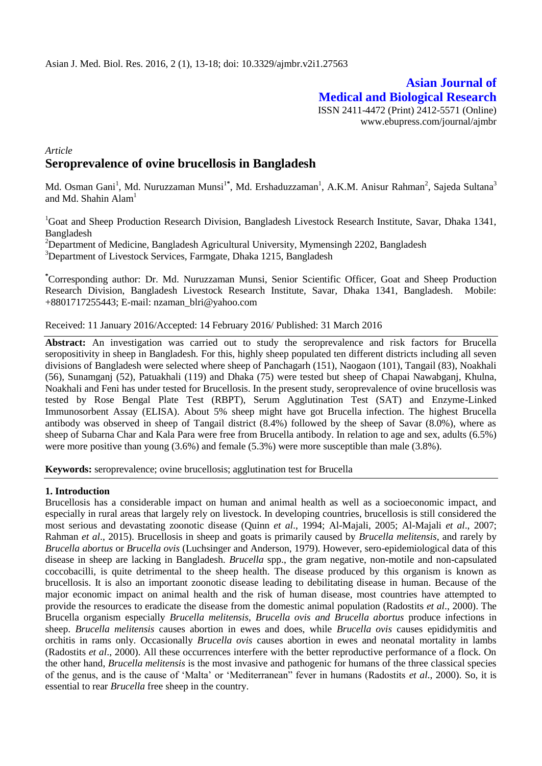# Asian Journal of Medical and Biological Research

ISSN 2411-4472 (Print) 2412-5571 (Online)
www.ebupress.com/journal/ajmbr

*Article*

## Seroprevalence of ovine brucellosis in Bangladesh

Md. Osman Gani[1], Md. Nuruzzaman Munsi[1*], Md. Ershaduzzaman[1], A.K.M. Anisur Rahman[2], Sajeda Sultana[3] and Md. Shahin Alam[1]

[1]Goat and Sheep Production Research Division, Bangladesh Livestock Research Institute, Savar, Dhaka 1341, Bangladesh

[2]Department of Medicine, Bangladesh Agricultural University, Mymensingh 2202, Bangladesh

[3]Department of Livestock Services, Farmgate, Dhaka 1215, Bangladesh

[*]Corresponding author: Dr. Md. Nuruzzaman Munsi, Senior Scientific Officer, Goat and Sheep Production Research Division, Bangladesh Livestock Research Institute, Savar, Dhaka 1341, Bangladesh. Mobile: +8801717255443; E-mail: nzaman_blri@yahoo.com

Received: 11 January 2016/Accepted: 14 February 2016/ Published: 31 March 2016

**Abstract:** An investigation was carried out to study the seroprevalence and risk factors for Brucella seropositivity in sheep in Bangladesh. For this, highly sheep populated ten different districts including all seven divisions of Bangladesh were selected where sheep of Panchagarh (151), Naogaon (101), Tangail (83), Noakhali (56), Sunamganj (52), Patuakhali (119) and Dhaka (75) were tested but sheep of Chapai Nawabganj, Khulna, Noakhali and Feni has under tested for Brucellosis. In the present study, seroprevalence of ovine brucellosis was tested by Rose Bengal Plate Test (RBPT), Serum Agglutination Test (SAT) and Enzyme-Linked Immunosorbent Assay (ELISA). About 5% sheep might have got Brucella infection. The highest Brucella antibody was observed in sheep of Tangail district (8.4%) followed by the sheep of Savar (8.0%), where as sheep of Subarna Char and Kala Para were free from Brucella antibody. In relation to age and sex, adults (6.5%) were more positive than young (3.6%) and female (5.3%) were more susceptible than male (3.8%).

**Keywords:** seroprevalence; ovine brucellosis; agglutination test for Brucella

### 1. Introduction

Brucellosis has a considerable impact on human and animal health as well as a socioeconomic impact, and especially in rural areas that largely rely on livestock. In developing countries, brucellosis is still considered the most serious and devastating zoonotic disease (Quinn *et al*., 1994; Al-Majali, 2005; Al-Majali *et al*., 2007; Rahman *et al*., 2015). Brucellosis in sheep and goats is primarily caused by *Brucella melitensis*, and rarely by *Brucella abortus* or *Brucella ovis* (Luchsinger and Anderson, 1979). However, sero-epidemiological data of this disease in sheep are lacking in Bangladesh. *Brucella* spp., the gram negative, non-motile and non-capsulated coccobacilli, is quite detrimental to the sheep health. The disease produced by this organism is known as brucellosis. It is also an important zoonotic disease leading to debilitating disease in human. Because of the major economic impact on animal health and the risk of human disease, most countries have attempted to provide the resources to eradicate the disease from the domestic animal population (Radostits *et al*., 2000). The Brucella organism especially *Brucella melitensis, Brucella ovis and Brucella abortus* produce infections in sheep. *Brucella melitensis* causes abortion in ewes and does, while *Brucella ovis* causes epididymitis and orchitis in rams only. Occasionally *Brucella ovis* causes abortion in ewes and neonatal mortality in lambs (Radostits *et al*., 2000). All these occurrences interfere with the better reproductive performance of a flock. On the other hand, *Brucella melitensis* is the most invasive and pathogenic for humans of the three classical species of the genus, and is the cause of 'Malta' or 'Mediterranean" fever in humans (Radostits *et al*., 2000). So, it is essential to rear *Brucella* free sheep in the country.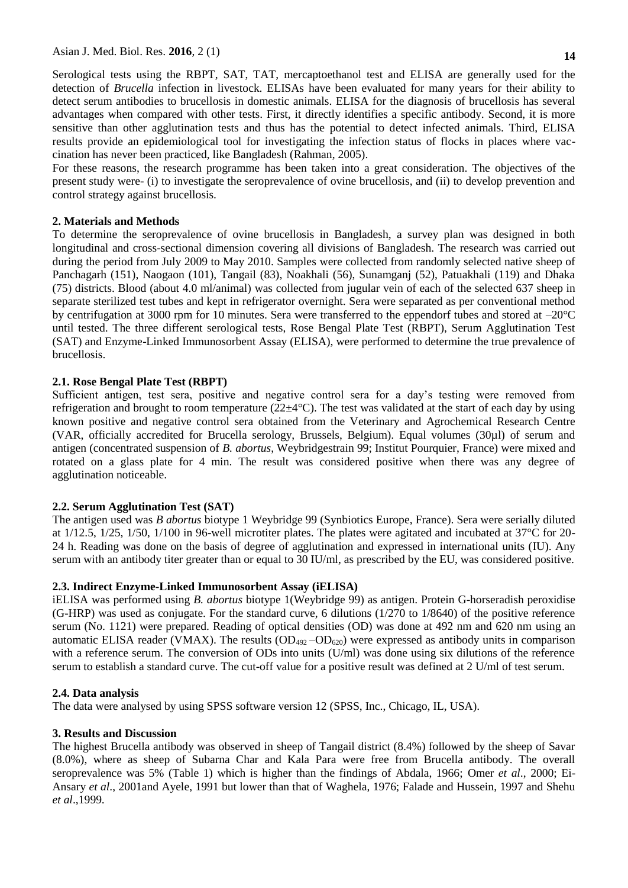Serological tests using the RBPT, SAT, TAT, mercaptoethanol test and ELISA are generally used for the detection of *Brucella* infection in livestock. ELISAs have been evaluated for many years for their ability to detect serum antibodies to brucellosis in domestic animals. ELISA for the diagnosis of brucellosis has several advantages when compared with other tests. First, it directly identifies a specific antibody. Second, it is more sensitive than other agglutination tests and thus has the potential to detect infected animals. Third, ELISA results provide an epidemiological tool for investigating the infection status of flocks in places where vaccination has never been practiced, like Bangladesh (Rahman, 2005).

For these reasons, the research programme has been taken into a great consideration. The objectives of the present study were- (i) to investigate the seroprevalence of ovine brucellosis, and (ii) to develop prevention and control strategy against brucellosis.

## 2. Materials and Methods

To determine the seroprevalence of ovine brucellosis in Bangladesh, a survey plan was designed in both longitudinal and cross-sectional dimension covering all divisions of Bangladesh. The research was carried out during the period from July 2009 to May 2010. Samples were collected from randomly selected native sheep of Panchagarh (151), Naogaon (101), Tangail (83), Noakhali (56), Sunamganj (52), Patuakhali (119) and Dhaka (75) districts. Blood (about 4.0 ml/animal) was collected from jugular vein of each of the selected 637 sheep in separate sterilized test tubes and kept in refrigerator overnight. Sera were separated as per conventional method by centrifugation at 3000 rpm for 10 minutes. Sera were transferred to the eppendorf tubes and stored at –20°C until tested. The three different serological tests, Rose Bengal Plate Test (RBPT), Serum Agglutination Test (SAT) and Enzyme-Linked Immunosorbent Assay (ELISA), were performed to determine the true prevalence of brucellosis.

### 2.1. Rose Bengal Plate Test (RBPT)

Sufficient antigen, test sera, positive and negative control sera for a day's testing were removed from refrigeration and brought to room temperature (22±4°C). The test was validated at the start of each day by using known positive and negative control sera obtained from the Veterinary and Agrochemical Research Centre (VAR, officially accredited for Brucella serology, Brussels, Belgium). Equal volumes (30µl) of serum and antigen (concentrated suspension of *B. abortus*, Weybridgestrain 99; Institut Pourquier, France) were mixed and rotated on a glass plate for 4 min. The result was considered positive when there was any degree of agglutination noticeable.

### 2.2. Serum Agglutination Test (SAT)

The antigen used was *B abortus* biotype 1 Weybridge 99 (Synbiotics Europe, France). Sera were serially diluted at 1/12.5, 1/25, 1/50, 1/100 in 96-well microtiter plates. The plates were agitated and incubated at 37°C for 20-24 h. Reading was done on the basis of degree of agglutination and expressed in international units (IU). Any serum with an antibody titer greater than or equal to 30 IU/ml, as prescribed by the EU, was considered positive.

### 2.3. Indirect Enzyme-Linked Immunosorbent Assay (iELISA)

iELISA was performed using *B. abortus* biotype 1(Weybridge 99) as antigen. Protein G-horseradish peroxidise (G-HRP) was used as conjugate. For the standard curve, 6 dilutions (1/270 to 1/8640) of the positive reference serum (No. 1121) were prepared. Reading of optical densities (OD) was done at 492 nm and 620 nm using an automatic ELISA reader (VMAX). The results ($OD_{492}$ –$OD_{620}$) were expressed as antibody units in comparison with a reference serum. The conversion of ODs into units (U/ml) was done using six dilutions of the reference serum to establish a standard curve. The cut-off value for a positive result was defined at 2 U/ml of test serum.

### 2.4. Data analysis

The data were analysed by using SPSS software version 12 (SPSS, Inc., Chicago, IL, USA).

## 3. Results and Discussion

The highest Brucella antibody was observed in sheep of Tangail district (8.4%) followed by the sheep of Savar (8.0%), where as sheep of Subarna Char and Kala Para were free from Brucella antibody. The overall seroprevalence was 5% (Table 1) which is higher than the findings of Abdala, 1966; Omer *et al*., 2000; Ei-Ansary *et al*., 2001and Ayele, 1991 but lower than that of Waghela, 1976; Falade and Hussein, 1997 and Shehu *et al*.,1999.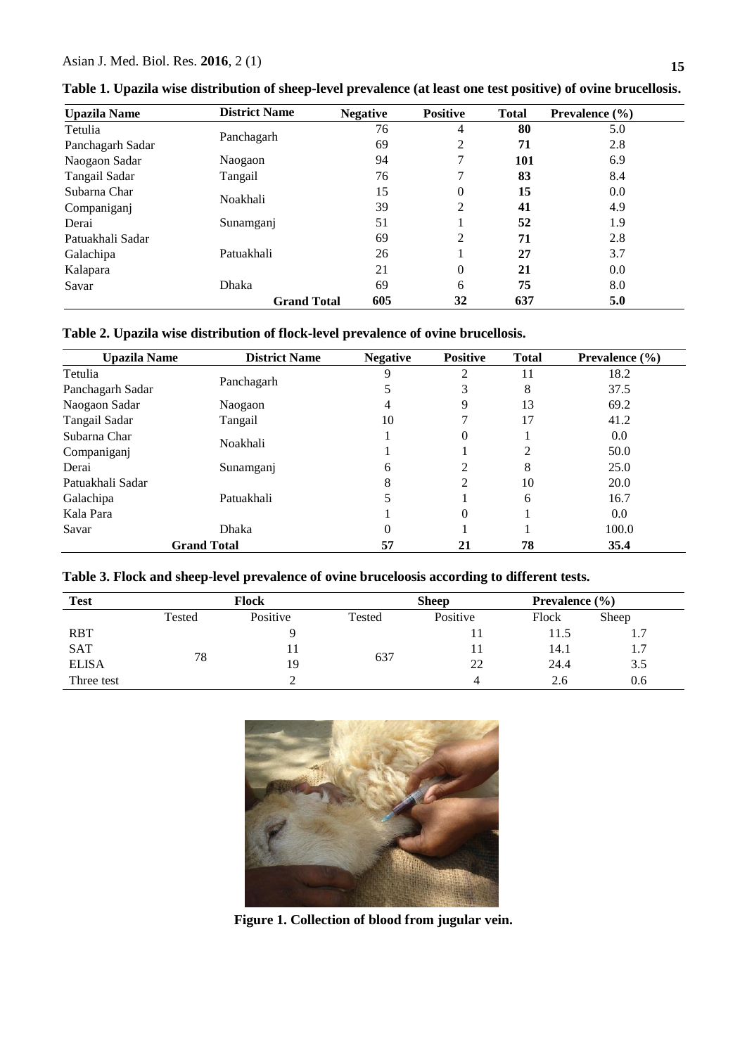**Table 1. Upazila wise distribution of sheep-level prevalence (at least one test positive) of ovine brucellosis.**

| Upazila Name | District Name | Negative | Positive | Total | Prevalence (%) |
|---|---|---|---|---|---|
| Tetulia | Panchagarh | 76 | 4 | **80** | 5.0 |
| Panchagarh Sadar | | 69 | 2 | **71** | 2.8 |
| Naogaon Sadar | Naogaon | 94 | 7 | **101** | 6.9 |
| Tangail Sadar | Tangail | 76 | 7 | **83** | 8.4 |
| Subarna Char | Noakhali | 15 | 0 | **15** | 0.0 |
| Companiganj | | 39 | 2 | **41** | 4.9 |
| Derai | Sunamganj | 51 | 1 | **52** | 1.9 |
| Patuakhali Sadar | Patuakhali | 69 | 2 | **71** | 2.8 |
| Galachipa | | 26 | 1 | **27** | 3.7 |
| Kalapara | | 21 | 0 | **21** | 0.0 |
| Savar | Dhaka | 69 | 6 | **75** | 8.0 |
| | **Grand Total** | **605** | **32** | **637** | **5.0** |

**Table 2. Upazila wise distribution of flock-level prevalence of ovine brucellosis.**

| Upazila Name | District Name | Negative | Positive | Total | Prevalence (%) |
|---|---|---|---|---|---|
| Tetulia | Panchagarh | 9 | 2 | 11 | 18.2 |
| Panchagarh Sadar | | 5 | 3 | 8 | 37.5 |
| Naogaon Sadar | Naogaon | 4 | 9 | 13 | 69.2 |
| Tangail Sadar | Tangail | 10 | 7 | 17 | 41.2 |
| Subarna Char | Noakhali | 1 | 0 | 1 | 0.0 |
| Companiganj | | 1 | 1 | 2 | 50.0 |
| Derai | Sunamganj | 6 | 2 | 8 | 25.0 |
| Patuakhali Sadar | Patuakhali | 8 | 2 | 10 | 20.0 |
| Galachipa | | 5 | 1 | 6 | 16.7 |
| Kala Para | | 1 | 0 | 1 | 0.0 |
| Savar | Dhaka | 0 | 1 | 1 | 100.0 |
| **Grand Total** | | **57** | **21** | **78** | **35.4** |

**Table 3. Flock and sheep-level prevalence of ovine bruceloosis according to different tests.**

| Test | Flock | | Sheep | | Prevalence (%) | |
|---|---|---|---|---|---|---|
| | Tested | Positive | Tested | Positive | Flock | Sheep |
| RBT | 78 | 9 | 637 | 11 | 11.5 | 1.7 |
| SAT | | 11 | | 11 | 14.1 | 1.7 |
| ELISA | | 19 | | 22 | 24.4 | 3.5 |
| Three test | | 2 | | 4 | 2.6 | 0.6 |

**Figure 1. Collection of blood from jugular vein.**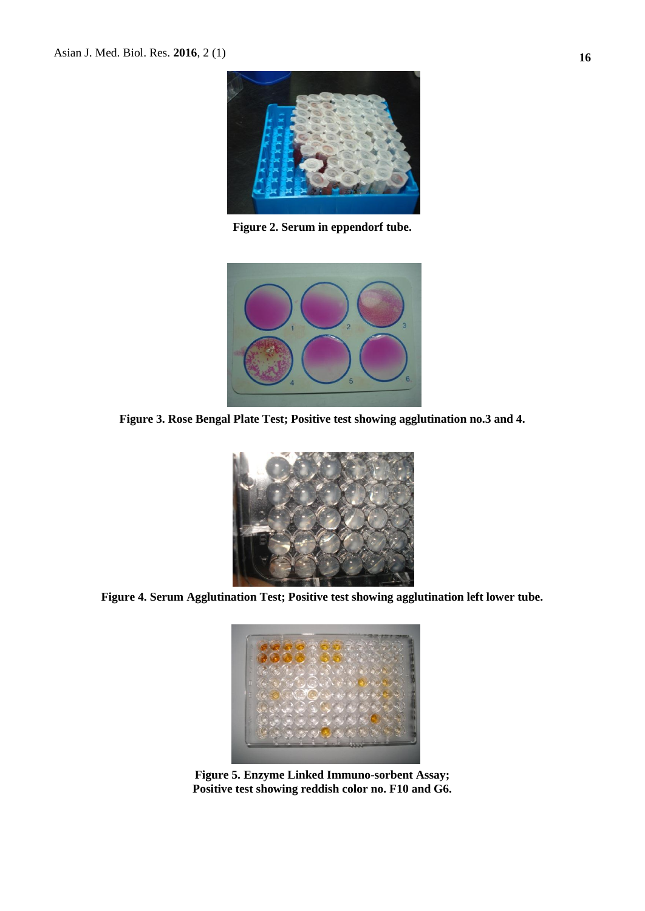**Figure 2. Serum in eppendorf tube.**

**Figure 3. Rose Bengal Plate Test; Positive test showing agglutination no.3 and 4.**

**Figure 4. Serum Agglutination Test; Positive test showing agglutination left lower tube.**

**Figure 5. Enzyme Linked Immuno-sorbent Assay; Positive test showing reddish color no. F10 and G6.**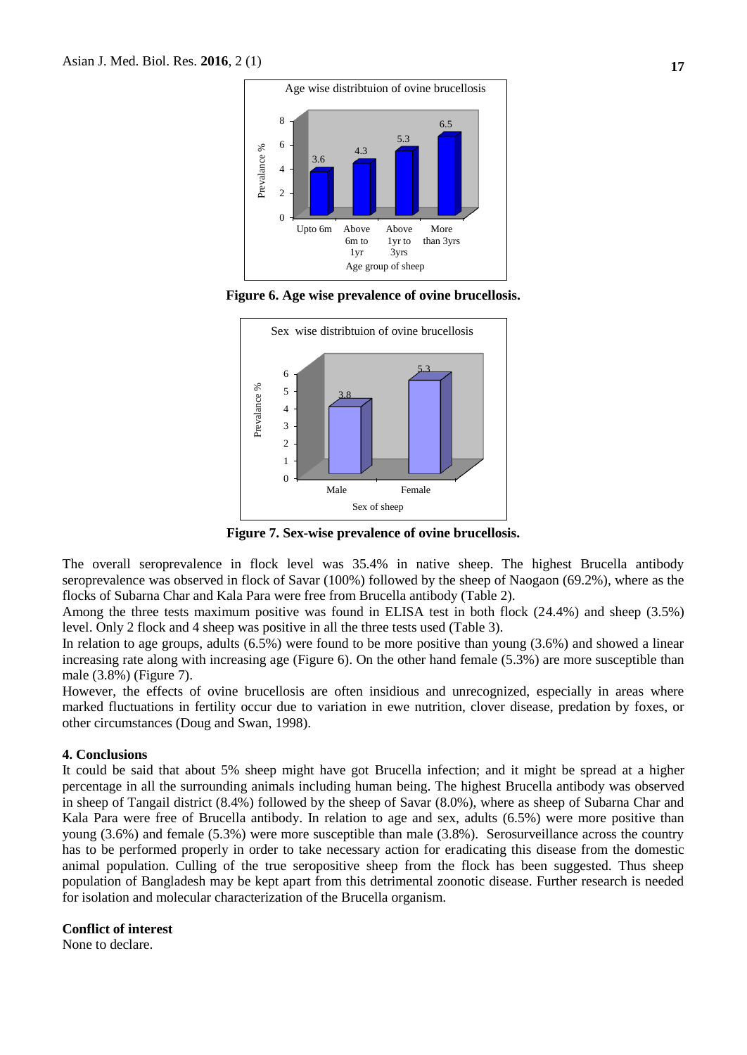Figure 6. Age wise prevalence of ovine brucellosis.

Figure 7. Sex-wise prevalence of ovine brucellosis.

The overall seroprevalence in flock level was 35.4% in native sheep. The highest Brucella antibody seroprevalence was observed in flock of Savar (100%) followed by the sheep of Naogaon (69.2%), where as the flocks of Subarna Char and Kala Para were free from Brucella antibody (Table 2).

Among the three tests maximum positive was found in ELISA test in both flock (24.4%) and sheep (3.5%) level. Only 2 flock and 4 sheep was positive in all the three tests used (Table 3).

In relation to age groups, adults (6.5%) were found to be more positive than young (3.6%) and showed a linear increasing rate along with increasing age (Figure 6). On the other hand female (5.3%) are more susceptible than male (3.8%) (Figure 7).

However, the effects of ovine brucellosis are often insidious and unrecognized, especially in areas where marked fluctuations in fertility occur due to variation in ewe nutrition, clover disease, predation by foxes, or other circumstances (Doug and Swan, 1998).

## 4. Conclusions

It could be said that about 5% sheep might have got Brucella infection; and it might be spread at a higher percentage in all the surrounding animals including human being. The highest Brucella antibody was observed in sheep of Tangail district (8.4%) followed by the sheep of Savar (8.0%), where as sheep of Subarna Char and Kala Para were free of Brucella antibody. In relation to age and sex, adults (6.5%) were more positive than young (3.6%) and female (5.3%) were more susceptible than male (3.8%). Serosurveillance across the country has to be performed properly in order to take necessary action for eradicating this disease from the domestic animal population. Culling of the true seropositive sheep from the flock has been suggested. Thus sheep population of Bangladesh may be kept apart from this detrimental zoonotic disease. Further research is needed for isolation and molecular characterization of the Brucella organism.

## Conflict of interest

None to declare.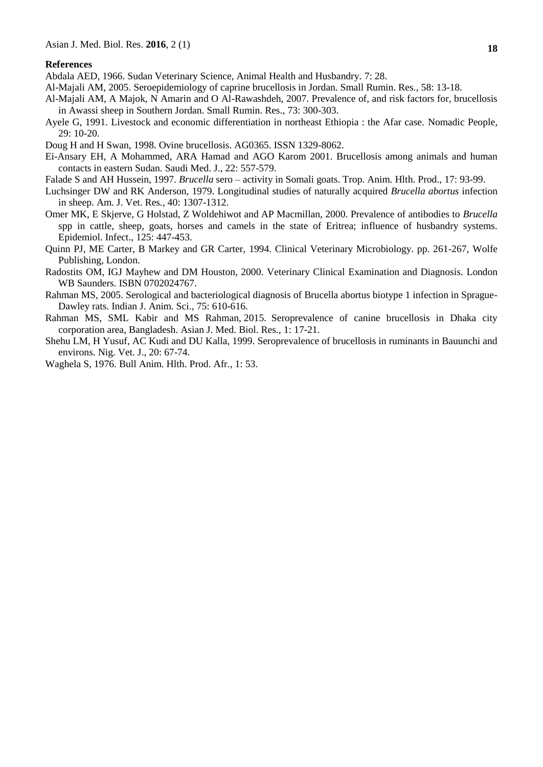## References

Abdala AED, 1966. Sudan Veterinary Science, Animal Health and Husbandry. 7: 28.

Al-Majali AM, 2005. Seroepidemiology of caprine brucellosis in Jordan. Small Rumin. Res., 58: 13-18.

Al-Majali AM, A Majok, N Amarin and O Al-Rawashdeh, 2007. Prevalence of, and risk factors for, brucellosis in Awassi sheep in Southern Jordan. Small Rumin. Res., 73: 300-303.

Ayele G, 1991. Livestock and economic differentiation in northeast Ethiopia : the Afar case. Nomadic People, 29: 10-20.

Doug H and H Swan, 1998. Ovine brucellosis. AG0365. ISSN 1329-8062.

Ei-Ansary EH, A Mohammed, ARA Hamad and AGO Karom 2001. Brucellosis among animals and human contacts in eastern Sudan. Saudi Med. J., 22: 557-579.

Falade S and AH Hussein, 1997. *Brucella* sero – activity in Somali goats. Trop. Anim. Hlth. Prod., 17: 93-99.

Luchsinger DW and RK Anderson, 1979. Longitudinal studies of naturally acquired *Brucella abortus* infection in sheep. Am. J. Vet. Res., 40: 1307-1312.

Omer MK, E Skjerve, G Holstad, Z Woldehiwot and AP Macmillan, 2000. Prevalence of antibodies to *Brucella* spp in cattle, sheep, goats, horses and camels in the state of Eritrea; influence of husbandry systems. Epidemiol. Infect., 125: 447-453.

Quinn PJ, ME Carter, B Markey and GR Carter, 1994. Clinical Veterinary Microbiology. pp. 261-267, Wolfe Publishing, London.

Radostits OM, IGJ Mayhew and DM Houston, 2000. Veterinary Clinical Examination and Diagnosis. London WB Saunders. ISBN 0702024767.

Rahman MS, 2005. Serological and bacteriological diagnosis of Brucella abortus biotype 1 infection in Sprague-Dawley rats. Indian J. Anim. Sci., 75: 610-616.

Rahman MS, SML Kabir and MS Rahman, 2015. Seroprevalence of canine brucellosis in Dhaka city corporation area, Bangladesh. Asian J. Med. Biol. Res., 1: 17-21.

Shehu LM, H Yusuf, AC Kudi and DU Kalla, 1999. Seroprevalence of brucellosis in ruminants in Bauunchi and environs. Nig. Vet. J., 20: 67-74.

Waghela S, 1976. Bull Anim. Hlth. Prod. Afr., 1: 53.